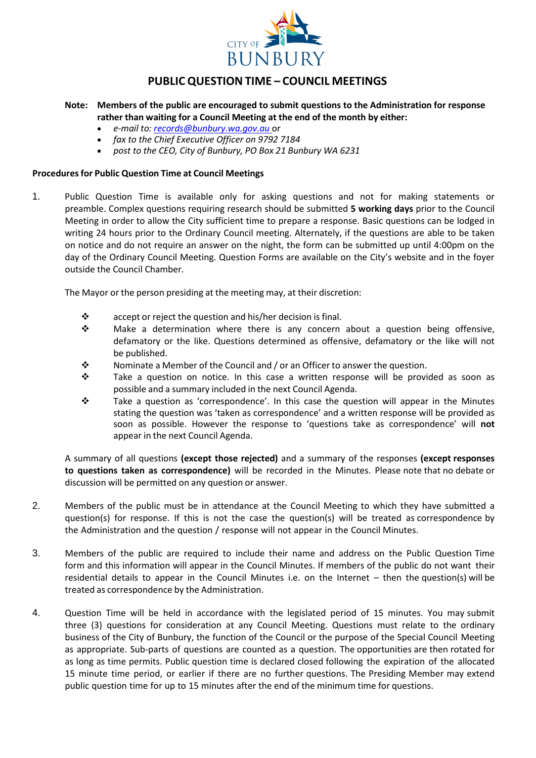CITY OF BUNBURY

# PUBLIC QUESTION TIME – COUNCIL MEETINGS

**Note: Members of the public are encouraged to submit questions to the Administration for response rather than waiting for a Council Meeting at the end of the month by either:**

- *e-mail to: records@bunbury.wa.gov.au* or
- *fax to the Chief Executive Officer on 9792 7184*
- *post to the CEO, City of Bunbury, PO Box 21 Bunbury WA 6231*

**Procedures for Public Question Time at Council Meetings**

1. Public Question Time is available only for asking questions and not for making statements or preamble. Complex questions requiring research should be submitted **5 working days** prior to the Council Meeting in order to allow the City sufficient time to prepare a response. Basic questions can be lodged in writing 24 hours prior to the Ordinary Council meeting. Alternately, if the questions are able to be taken on notice and do not require an answer on the night, the form can be submitted up until 4:00pm on the day of the Ordinary Council Meeting. Question Forms are available on the City's website and in the foyer outside the Council Chamber.

   The Mayor or the person presiding at the meeting may, at their discretion:

   - accept or reject the question and his/her decision is final.
   - Make a determination where there is any concern about a question being offensive, defamatory or the like. Questions determined as offensive, defamatory or the like will not be published.
   - Nominate a Member of the Council and / or an Officer to answer the question.
   - Take a question on notice. In this case a written response will be provided as soon as possible and a summary included in the next Council Agenda.
   - Take a question as 'correspondence'. In this case the question will appear in the Minutes stating the question was 'taken as correspondence' and a written response will be provided as soon as possible. However the response to 'questions take as correspondence' will **not** appear in the next Council Agenda.

   A summary of all questions **(except those rejected)** and a summary of the responses **(except responses to questions taken as correspondence)** will be recorded in the Minutes. Please note that no debate or discussion will be permitted on any question or answer.

2. Members of the public must be in attendance at the Council Meeting to which they have submitted a question(s) for response. If this is not the case the question(s) will be treated as correspondence by the Administration and the question / response will not appear in the Council Minutes.

3. Members of the public are required to include their name and address on the Public Question Time form and this information will appear in the Council Minutes. If members of the public do not want their residential details to appear in the Council Minutes i.e. on the Internet – then the question(s) will be treated as correspondence by the Administration.

4. Question Time will be held in accordance with the legislated period of 15 minutes. You may submit three (3) questions for consideration at any Council Meeting. Questions must relate to the ordinary business of the City of Bunbury, the function of the Council or the purpose of the Special Council Meeting as appropriate. Sub-parts of questions are counted as a question. The opportunities are then rotated for as long as time permits. Public question time is declared closed following the expiration of the allocated 15 minute time period, or earlier if there are no further questions. The Presiding Member may extend public question time for up to 15 minutes after the end of the minimum time for questions.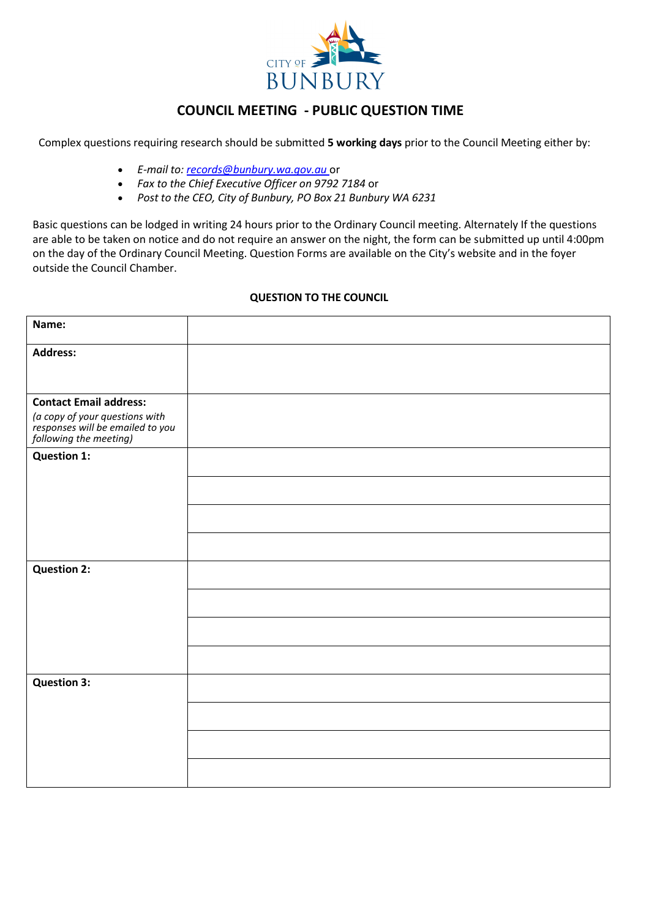CITY OF BUNBURY

## COUNCIL MEETING - PUBLIC QUESTION TIME

Complex questions requiring research should be submitted **5 working days** prior to the Council Meeting either by:

- *E-mail to: records@bunbury.wa.gov.au* or
- *Fax to the Chief Executive Officer on 9792 7184* or
- *Post to the CEO, City of Bunbury, PO Box 21 Bunbury WA 6231*

Basic questions can be lodged in writing 24 hours prior to the Ordinary Council meeting. Alternately If the questions are able to be taken on notice and do not require an answer on the night, the form can be submitted up until 4:00pm on the day of the Ordinary Council Meeting. Question Forms are available on the City's website and in the foyer outside the Council Chamber.

### QUESTION TO THE COUNCIL

| | |
|---|---|
| **Name:** | |
| **Address:** | |
| **Contact Email address:** *(a copy of your questions with responses will be emailed to you following the meeting)* | |
| **Question 1:** | |
| | |
| | |
| | |
| **Question 2:** | |
| | |
| | |
| | |
| **Question 3:** | |
| | |
| | |
| | |